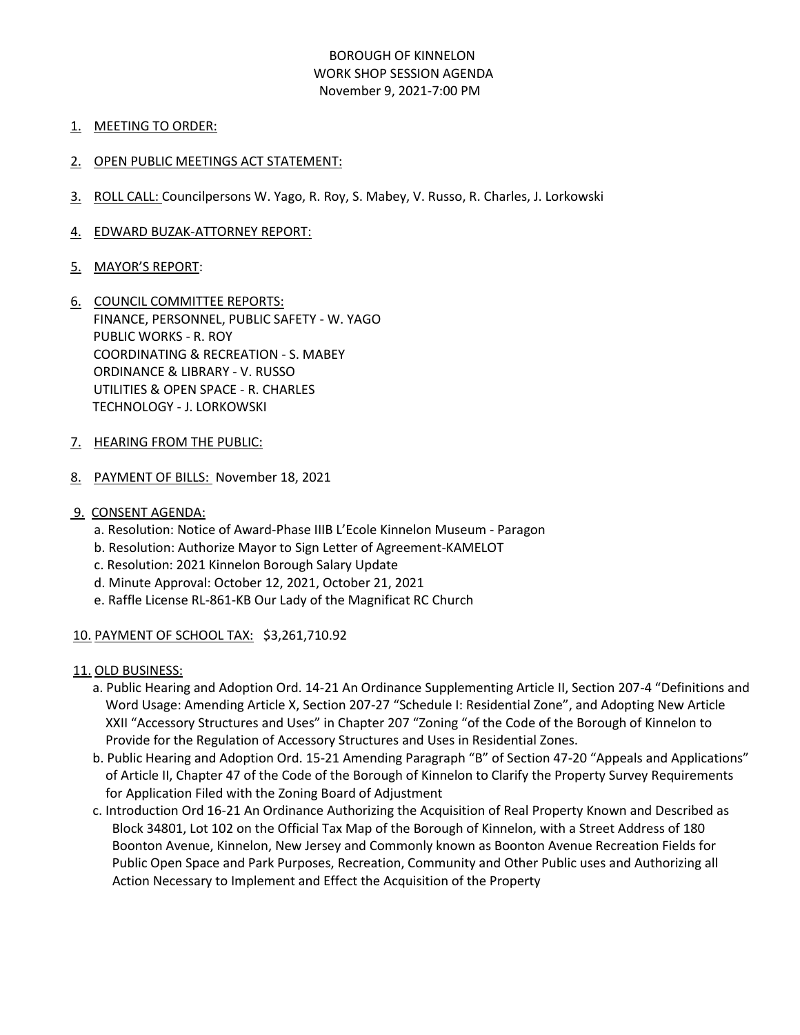BOROUGH OF KINNELON
WORK SHOP SESSION AGENDA
November 9, 2021-7:00 PM

1. MEETING TO ORDER:

2. OPEN PUBLIC MEETINGS ACT STATEMENT:

3. ROLL CALL: Councilpersons W. Yago, R. Roy, S. Mabey, V. Russo, R. Charles, J. Lorkowski

4. EDWARD BUZAK-ATTORNEY REPORT:

5. MAYOR'S REPORT:

6. COUNCIL COMMITTEE REPORTS:
   FINANCE, PERSONNEL, PUBLIC SAFETY - W. YAGO
   PUBLIC WORKS - R. ROY
   COORDINATING & RECREATION - S. MABEY
   ORDINANCE & LIBRARY - V. RUSSO
   UTILITIES & OPEN SPACE - R. CHARLES
   TECHNOLOGY - J. LORKOWSKI

7. HEARING FROM THE PUBLIC:

8. PAYMENT OF BILLS: November 18, 2021

9. CONSENT AGENDA:
   a. Resolution: Notice of Award-Phase IIIB L'Ecole Kinnelon Museum - Paragon
   b. Resolution: Authorize Mayor to Sign Letter of Agreement-KAMELOT
   c. Resolution: 2021 Kinnelon Borough Salary Update
   d. Minute Approval: October 12, 2021, October 21, 2021
   e. Raffle License RL-861-KB Our Lady of the Magnificat RC Church

10. PAYMENT OF SCHOOL TAX: $3,261,710.92

11. OLD BUSINESS:
   a. Public Hearing and Adoption Ord. 14-21 An Ordinance Supplementing Article II, Section 207-4 "Definitions and Word Usage: Amending Article X, Section 207-27 "Schedule I: Residential Zone", and Adopting New Article XXII "Accessory Structures and Uses" in Chapter 207 "Zoning "of the Code of the Borough of Kinnelon to Provide for the Regulation of Accessory Structures and Uses in Residential Zones.
   b. Public Hearing and Adoption Ord. 15-21 Amending Paragraph "B" of Section 47-20 "Appeals and Applications" of Article II, Chapter 47 of the Code of the Borough of Kinnelon to Clarify the Property Survey Requirements for Application Filed with the Zoning Board of Adjustment
   c. Introduction Ord 16-21 An Ordinance Authorizing the Acquisition of Real Property Known and Described as Block 34801, Lot 102 on the Official Tax Map of the Borough of Kinnelon, with a Street Address of 180 Boonton Avenue, Kinnelon, New Jersey and Commonly known as Boonton Avenue Recreation Fields for Public Open Space and Park Purposes, Recreation, Community and Other Public uses and Authorizing all Action Necessary to Implement and Effect the Acquisition of the Property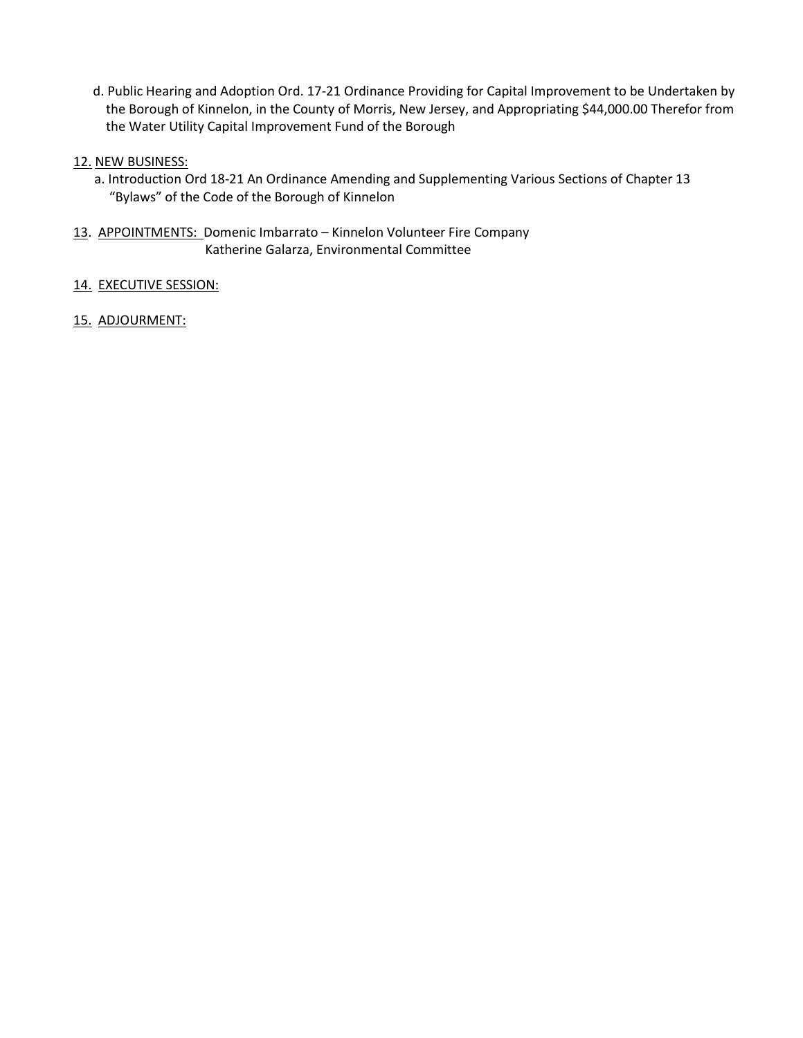d. Public Hearing and Adoption Ord. 17-21 Ordinance Providing for Capital Improvement to be Undertaken by the Borough of Kinnelon, in the County of Morris, New Jersey, and Appropriating $44,000.00 Therefor from the Water Utility Capital Improvement Fund of the Borough

12. NEW BUSINESS:

a. Introduction Ord 18-21 An Ordinance Amending and Supplementing Various Sections of Chapter 13 "Bylaws" of the Code of the Borough of Kinnelon

13. APPOINTMENTS: Domenic Imbarrato – Kinnelon Volunteer Fire Company
Katherine Galarza, Environmental Committee

14. EXECUTIVE SESSION:

15. ADJOURMENT: